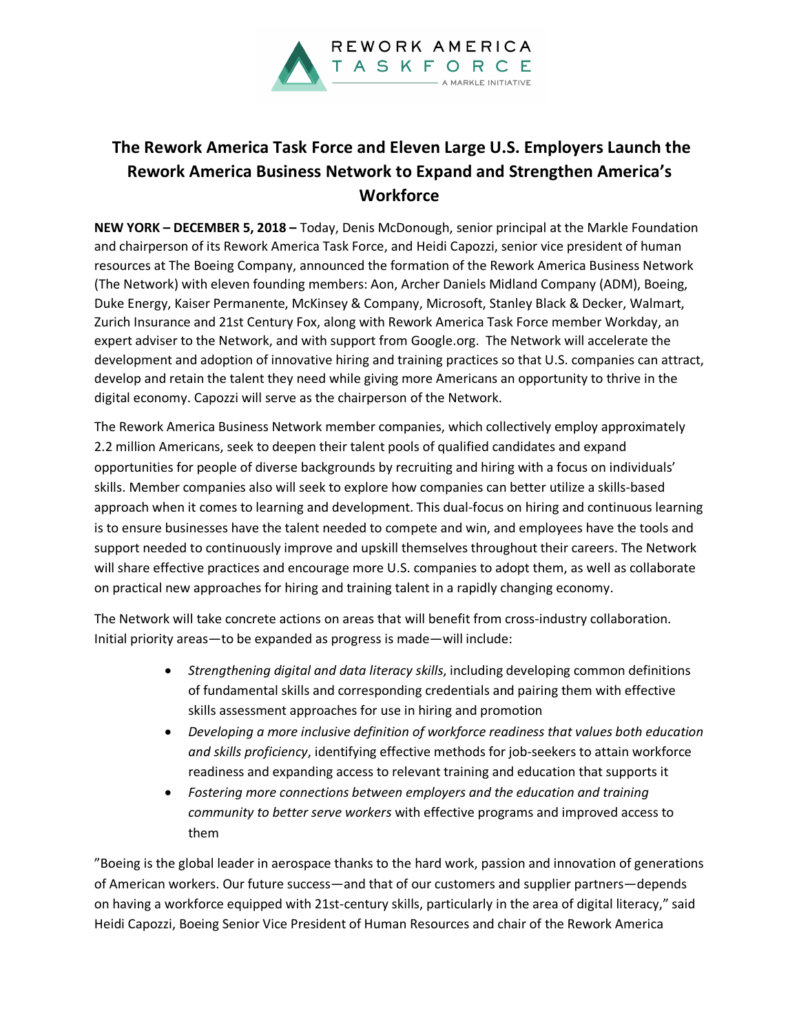# The Rework America Task Force and Eleven Large U.S. Employers Launch the Rework America Business Network to Expand and Strengthen America's Workforce

**NEW YORK – DECEMBER 5, 2018 –** Today, Denis McDonough, senior principal at the Markle Foundation and chairperson of its Rework America Task Force, and Heidi Capozzi, senior vice president of human resources at The Boeing Company, announced the formation of the Rework America Business Network (The Network) with eleven founding members: Aon, Archer Daniels Midland Company (ADM), Boeing, Duke Energy, Kaiser Permanente, McKinsey & Company, Microsoft, Stanley Black & Decker, Walmart, Zurich Insurance and 21st Century Fox, along with Rework America Task Force member Workday, an expert adviser to the Network, and with support from Google.org. The Network will accelerate the development and adoption of innovative hiring and training practices so that U.S. companies can attract, develop and retain the talent they need while giving more Americans an opportunity to thrive in the digital economy. Capozzi will serve as the chairperson of the Network.

The Rework America Business Network member companies, which collectively employ approximately 2.2 million Americans, seek to deepen their talent pools of qualified candidates and expand opportunities for people of diverse backgrounds by recruiting and hiring with a focus on individuals' skills. Member companies also will seek to explore how companies can better utilize a skills-based approach when it comes to learning and development. This dual-focus on hiring and continuous learning is to ensure businesses have the talent needed to compete and win, and employees have the tools and support needed to continuously improve and upskill themselves throughout their careers. The Network will share effective practices and encourage more U.S. companies to adopt them, as well as collaborate on practical new approaches for hiring and training talent in a rapidly changing economy.

The Network will take concrete actions on areas that will benefit from cross-industry collaboration. Initial priority areas—to be expanded as progress is made—will include:

- *Strengthening digital and data literacy skills*, including developing common definitions of fundamental skills and corresponding credentials and pairing them with effective skills assessment approaches for use in hiring and promotion
- *Developing a more inclusive definition of workforce readiness that values both education and skills proficiency*, identifying effective methods for job-seekers to attain workforce readiness and expanding access to relevant training and education that supports it
- *Fostering more connections between employers and the education and training community to better serve workers* with effective programs and improved access to them

"Boeing is the global leader in aerospace thanks to the hard work, passion and innovation of generations of American workers. Our future success—and that of our customers and supplier partners—depends on having a workforce equipped with 21st-century skills, particularly in the area of digital literacy," said Heidi Capozzi, Boeing Senior Vice President of Human Resources and chair of the Rework America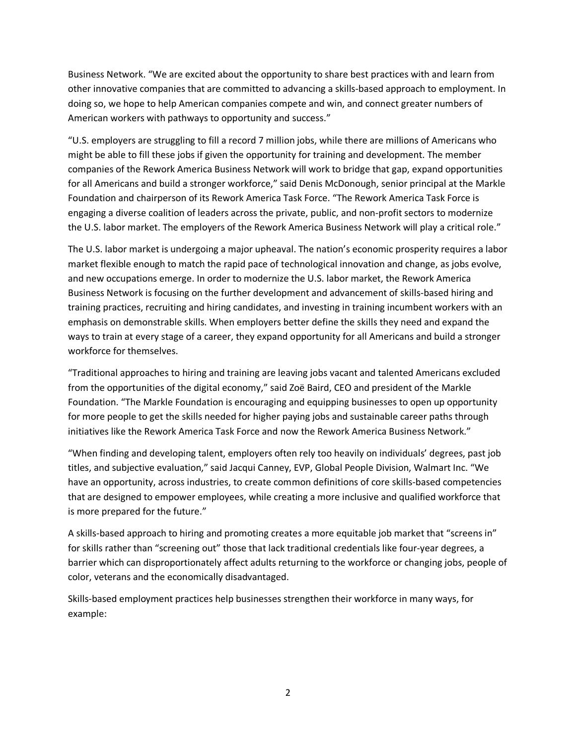Business Network. “We are excited about the opportunity to share best practices with and learn from other innovative companies that are committed to advancing a skills-based approach to employment. In doing so, we hope to help American companies compete and win, and connect greater numbers of American workers with pathways to opportunity and success.”

“U.S. employers are struggling to fill a record 7 million jobs, while there are millions of Americans who might be able to fill these jobs if given the opportunity for training and development. The member companies of the Rework America Business Network will work to bridge that gap, expand opportunities for all Americans and build a stronger workforce,” said Denis McDonough, senior principal at the Markle Foundation and chairperson of its Rework America Task Force. “The Rework America Task Force is engaging a diverse coalition of leaders across the private, public, and non-profit sectors to modernize the U.S. labor market. The employers of the Rework America Business Network will play a critical role.”

The U.S. labor market is undergoing a major upheaval. The nation’s economic prosperity requires a labor market flexible enough to match the rapid pace of technological innovation and change, as jobs evolve, and new occupations emerge. In order to modernize the U.S. labor market, the Rework America Business Network is focusing on the further development and advancement of skills-based hiring and training practices, recruiting and hiring candidates, and investing in training incumbent workers with an emphasis on demonstrable skills. When employers better define the skills they need and expand the ways to train at every stage of a career, they expand opportunity for all Americans and build a stronger workforce for themselves.

“Traditional approaches to hiring and training are leaving jobs vacant and talented Americans excluded from the opportunities of the digital economy,” said Zoë Baird, CEO and president of the Markle Foundation. “The Markle Foundation is encouraging and equipping businesses to open up opportunity for more people to get the skills needed for higher paying jobs and sustainable career paths through initiatives like the Rework America Task Force and now the Rework America Business Network.”

“When finding and developing talent, employers often rely too heavily on individuals’ degrees, past job titles, and subjective evaluation,” said Jacqui Canney, EVP, Global People Division, Walmart Inc. “We have an opportunity, across industries, to create common definitions of core skills-based competencies that are designed to empower employees, while creating a more inclusive and qualified workforce that is more prepared for the future.”

A skills-based approach to hiring and promoting creates a more equitable job market that “screens in” for skills rather than “screening out” those that lack traditional credentials like four-year degrees, a barrier which can disproportionately affect adults returning to the workforce or changing jobs, people of color, veterans and the economically disadvantaged.

Skills-based employment practices help businesses strengthen their workforce in many ways, for example: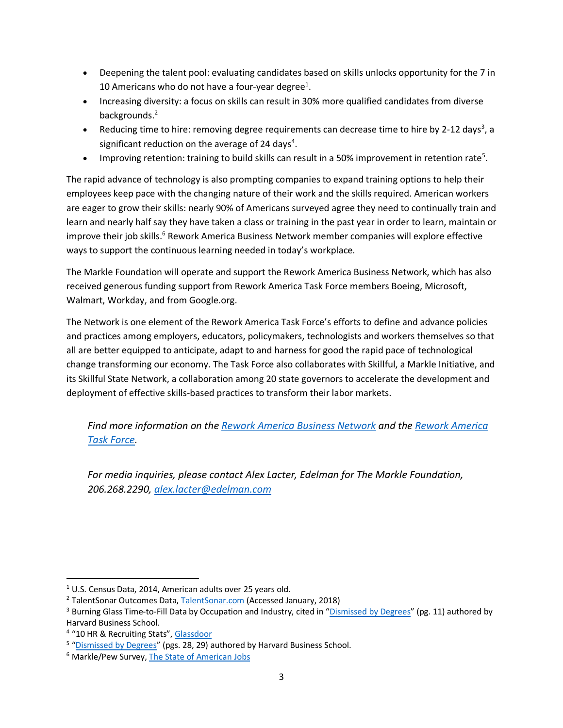- Deepening the talent pool: evaluating candidates based on skills unlocks opportunity for the 7 in 10 Americans who do not have a four-year degree[1].
- Increasing diversity: a focus on skills can result in 30% more qualified candidates from diverse backgrounds.[2]
- Reducing time to hire: removing degree requirements can decrease time to hire by 2-12 days[3], a significant reduction on the average of 24 days[4].
- Improving retention: training to build skills can result in a 50% improvement in retention rate[5].

The rapid advance of technology is also prompting companies to expand training options to help their employees keep pace with the changing nature of their work and the skills required. American workers are eager to grow their skills: nearly 90% of Americans surveyed agree they need to continually train and learn and nearly half say they have taken a class or training in the past year in order to learn, maintain or improve their job skills.[6] Rework America Business Network member companies will explore effective ways to support the continuous learning needed in today's workplace.

The Markle Foundation will operate and support the Rework America Business Network, which has also received generous funding support from Rework America Task Force members Boeing, Microsoft, Walmart, Workday, and from Google.org.

The Network is one element of the Rework America Task Force's efforts to define and advance policies and practices among employers, educators, policymakers, technologists and workers themselves so that all are better equipped to anticipate, adapt to and harness for good the rapid pace of technological change transforming our economy. The Task Force also collaborates with Skillful, a Markle Initiative, and its Skillful State Network, a collaboration among 20 state governors to accelerate the development and deployment of effective skills-based practices to transform their labor markets.

*Find more information on the Rework America Business Network and the Rework America Task Force.*

*For media inquiries, please contact Alex Lacter, Edelman for The Markle Foundation, 206.268.2290, alex.lacter@edelman.com*

---

[1] U.S. Census Data, 2014, American adults over 25 years old.

[2] TalentSonar Outcomes Data, TalentSonar.com (Accessed January, 2018)

[3] Burning Glass Time-to-Fill Data by Occupation and Industry, cited in "Dismissed by Degrees" (pg. 11) authored by Harvard Business School.

[4] "10 HR & Recruiting Stats", Glassdoor

[5] "Dismissed by Degrees" (pgs. 28, 29) authored by Harvard Business School.

[6] Markle/Pew Survey, The State of American Jobs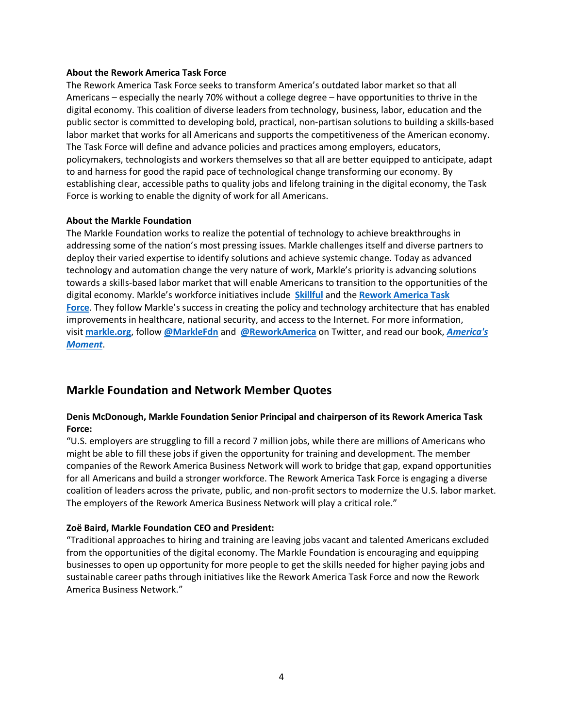**About the Rework America Task Force**

The Rework America Task Force seeks to transform America's outdated labor market so that all Americans – especially the nearly 70% without a college degree – have opportunities to thrive in the digital economy. This coalition of diverse leaders from technology, business, labor, education and the public sector is committed to developing bold, practical, non-partisan solutions to building a skills-based labor market that works for all Americans and supports the competitiveness of the American economy. The Task Force will define and advance policies and practices among employers, educators, policymakers, technologists and workers themselves so that all are better equipped to anticipate, adapt to and harness for good the rapid pace of technological change transforming our economy. By establishing clear, accessible paths to quality jobs and lifelong training in the digital economy, the Task Force is working to enable the dignity of work for all Americans.

**About the Markle Foundation**

The Markle Foundation works to realize the potential of technology to achieve breakthroughs in addressing some of the nation's most pressing issues. Markle challenges itself and diverse partners to deploy their varied expertise to identify solutions and achieve systemic change. Today as advanced technology and automation change the very nature of work, Markle's priority is advancing solutions towards a skills-based labor market that will enable Americans to transition to the opportunities of the digital economy. Markle's workforce initiatives include **Skillful** and the **Rework America Task Force**. They follow Markle's success in creating the policy and technology architecture that has enabled improvements in healthcare, national security, and access to the Internet. For more information, visit **markle.org**, follow **@MarkleFdn** and **@ReworkAmerica** on Twitter, and read our book, ***America's Moment***.

## Markle Foundation and Network Member Quotes

**Denis McDonough, Markle Foundation Senior Principal and chairperson of its Rework America Task Force:**

"U.S. employers are struggling to fill a record 7 million jobs, while there are millions of Americans who might be able to fill these jobs if given the opportunity for training and development. The member companies of the Rework America Business Network will work to bridge that gap, expand opportunities for all Americans and build a stronger workforce. The Rework America Task Force is engaging a diverse coalition of leaders across the private, public, and non-profit sectors to modernize the U.S. labor market. The employers of the Rework America Business Network will play a critical role."

**Zoë Baird, Markle Foundation CEO and President:**

"Traditional approaches to hiring and training are leaving jobs vacant and talented Americans excluded from the opportunities of the digital economy. The Markle Foundation is encouraging and equipping businesses to open up opportunity for more people to get the skills needed for higher paying jobs and sustainable career paths through initiatives like the Rework America Task Force and now the Rework America Business Network."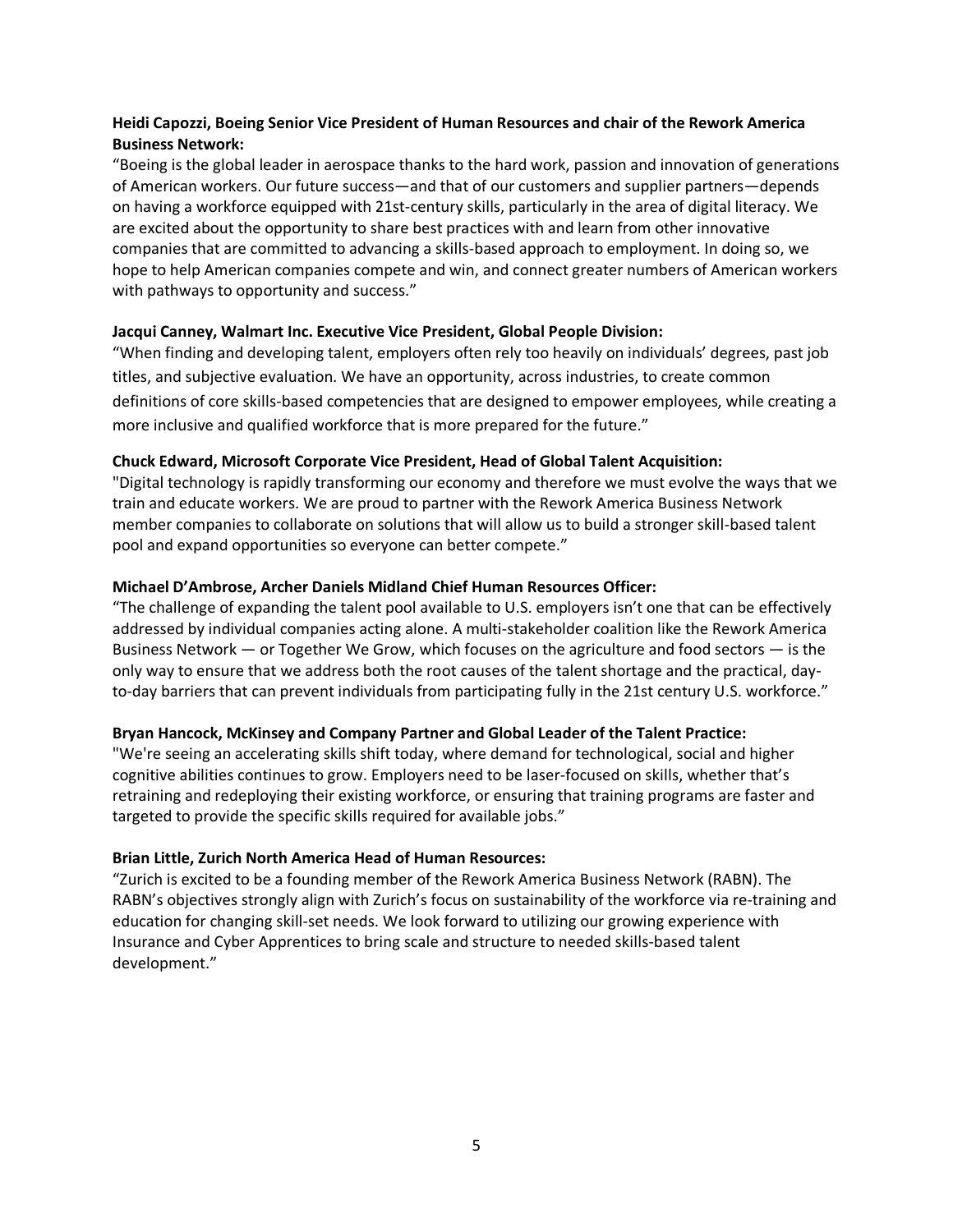**Heidi Capozzi, Boeing Senior Vice President of Human Resources and chair of the Rework America Business Network:**

"Boeing is the global leader in aerospace thanks to the hard work, passion and innovation of generations of American workers. Our future success—and that of our customers and supplier partners—depends on having a workforce equipped with 21st-century skills, particularly in the area of digital literacy. We are excited about the opportunity to share best practices with and learn from other innovative companies that are committed to advancing a skills-based approach to employment. In doing so, we hope to help American companies compete and win, and connect greater numbers of American workers with pathways to opportunity and success."

**Jacqui Canney, Walmart Inc. Executive Vice President, Global People Division:**

"When finding and developing talent, employers often rely too heavily on individuals' degrees, past job titles, and subjective evaluation. We have an opportunity, across industries, to create common definitions of core skills-based competencies that are designed to empower employees, while creating a more inclusive and qualified workforce that is more prepared for the future."

**Chuck Edward, Microsoft Corporate Vice President, Head of Global Talent Acquisition:**

"Digital technology is rapidly transforming our economy and therefore we must evolve the ways that we train and educate workers. We are proud to partner with the Rework America Business Network member companies to collaborate on solutions that will allow us to build a stronger skill-based talent pool and expand opportunities so everyone can better compete."

**Michael D'Ambrose, Archer Daniels Midland Chief Human Resources Officer:**

"The challenge of expanding the talent pool available to U.S. employers isn't one that can be effectively addressed by individual companies acting alone. A multi-stakeholder coalition like the Rework America Business Network — or Together We Grow, which focuses on the agriculture and food sectors — is the only way to ensure that we address both the root causes of the talent shortage and the practical, day-to-day barriers that can prevent individuals from participating fully in the 21st century U.S. workforce."

**Bryan Hancock, McKinsey and Company Partner and Global Leader of the Talent Practice:**

"We're seeing an accelerating skills shift today, where demand for technological, social and higher cognitive abilities continues to grow. Employers need to be laser-focused on skills, whether that's retraining and redeploying their existing workforce, or ensuring that training programs are faster and targeted to provide the specific skills required for available jobs."

**Brian Little, Zurich North America Head of Human Resources:**

"Zurich is excited to be a founding member of the Rework America Business Network (RABN). The RABN's objectives strongly align with Zurich's focus on sustainability of the workforce via re-training and education for changing skill-set needs. We look forward to utilizing our growing experience with Insurance and Cyber Apprentices to bring scale and structure to needed skills-based talent development."